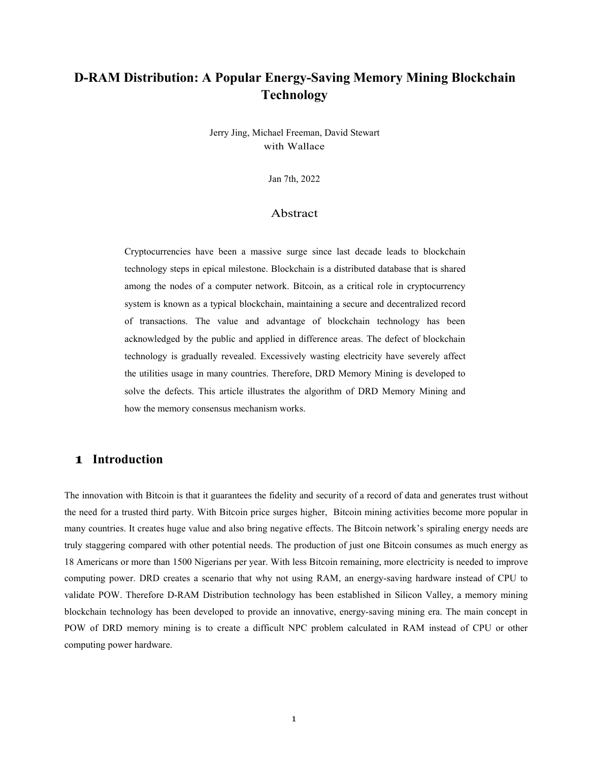# D-RAM Distribution: A Popular Energy-Saving Memory Mining Blockchain Technology

Jerry Jing, Michael Freeman, David Stewart
with Wallace

Jan 7th, 2022

## Abstract

Cryptocurrencies have been a massive surge since last decade leads to blockchain technology steps in epical milestone. Blockchain is a distributed database that is shared among the nodes of a computer network. Bitcoin, as a critical role in cryptocurrency system is known as a typical blockchain, maintaining a secure and decentralized record of transactions. The value and advantage of blockchain technology has been acknowledged by the public and applied in difference areas. The defect of blockchain technology is gradually revealed. Excessively wasting electricity have severely affect the utilities usage in many countries. Therefore, DRD Memory Mining is developed to solve the defects. This article illustrates the algorithm of DRD Memory Mining and how the memory consensus mechanism works.

## 1 Introduction

The innovation with Bitcoin is that it guarantees the fidelity and security of a record of data and generates trust without the need for a trusted third party. With Bitcoin price surges higher, Bitcoin mining activities become more popular in many countries. It creates huge value and also bring negative effects. The Bitcoin network's spiraling energy needs are truly staggering compared with other potential needs. The production of just one Bitcoin consumes as much energy as 18 Americans or more than 1500 Nigerians per year. With less Bitcoin remaining, more electricity is needed to improve computing power. DRD creates a scenario that why not using RAM, an energy-saving hardware instead of CPU to validate POW. Therefore D-RAM Distribution technology has been established in Silicon Valley, a memory mining blockchain technology has been developed to provide an innovative, energy-saving mining era. The main concept in POW of DRD memory mining is to create a difficult NPC problem calculated in RAM instead of CPU or other computing power hardware.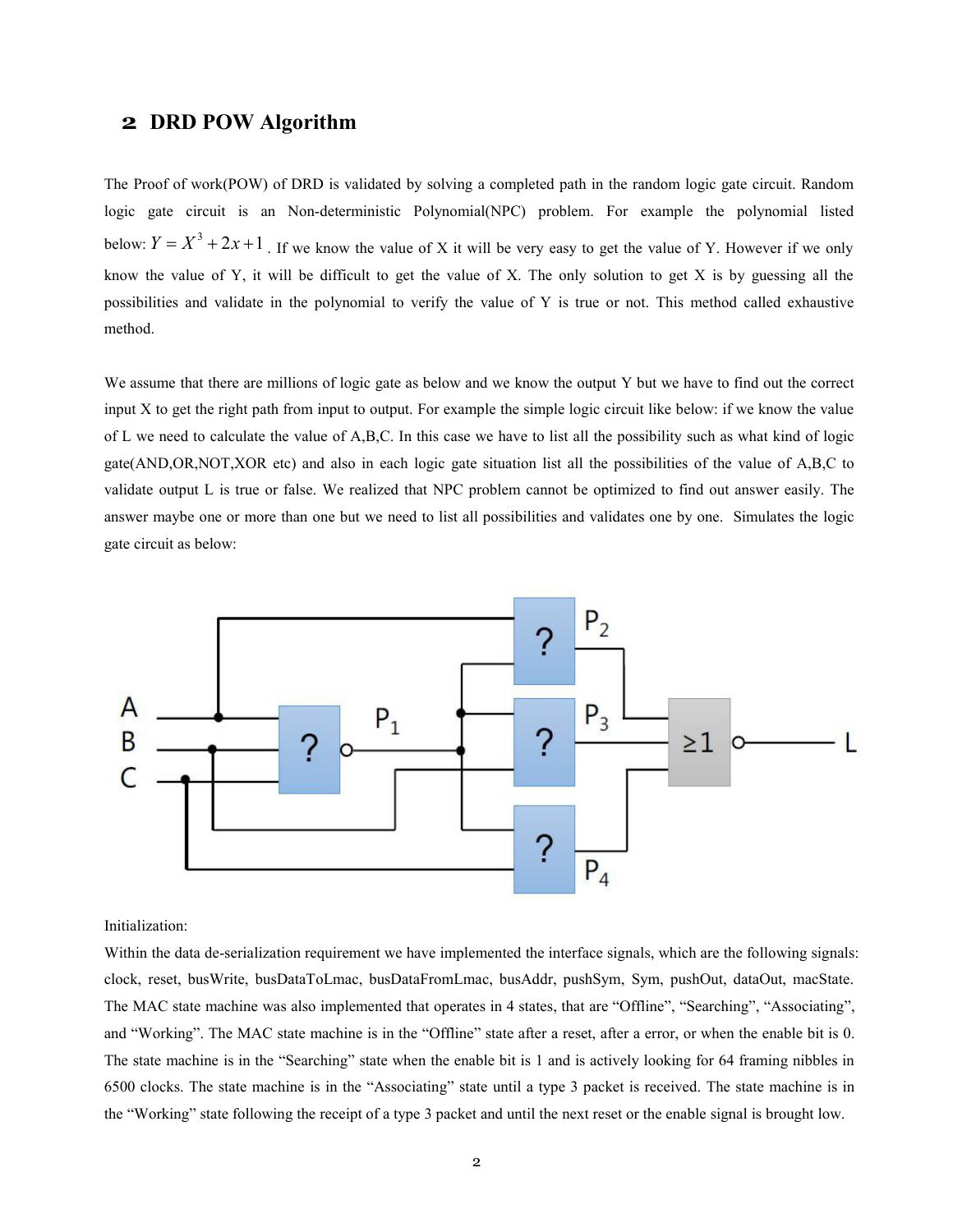## 2 DRD POW Algorithm

The Proof of work(POW) of DRD is validated by solving a completed path in the random logic gate circuit. Random logic gate circuit is an Non-deterministic Polynomial(NPC) problem. For example the polynomial listed below: $Y = X^3 + 2x + 1$ . If we know the value of X it will be very easy to get the value of Y. However if we only know the value of Y, it will be difficult to get the value of X. The only solution to get X is by guessing all the possibilities and validate in the polynomial to verify the value of Y is true or not. This method called exhaustive method.

We assume that there are millions of logic gate as below and we know the output Y but we have to find out the correct input X to get the right path from input to output. For example the simple logic circuit like below: if we know the value of L we need to calculate the value of A,B,C. In this case we have to list all the possibility such as what kind of logic gate(AND,OR,NOT,XOR etc) and also in each logic gate situation list all the possibilities of the value of A,B,C to validate output L is true or false. We realized that NPC problem cannot be optimized to find out answer easily. The answer maybe one or more than one but we need to list all possibilities and validates one by one. Simulates the logic gate circuit as below:

Initialization:

Within the data de-serialization requirement we have implemented the interface signals, which are the following signals: clock, reset, busWrite, busDataToLmac, busDataFromLmac, busAddr, pushSym, Sym, pushOut, dataOut, macState. The MAC state machine was also implemented that operates in 4 states, that are “Offline”, “Searching”, “Associating”, and “Working”. The MAC state machine is in the “Offline” state after a reset, after a error, or when the enable bit is 0. The state machine is in the “Searching” state when the enable bit is 1 and is actively looking for 64 framing nibbles in 6500 clocks. The state machine is in the “Associating” state until a type 3 packet is received. The state machine is in the “Working” state following the receipt of a type 3 packet and until the next reset or the enable signal is brought low.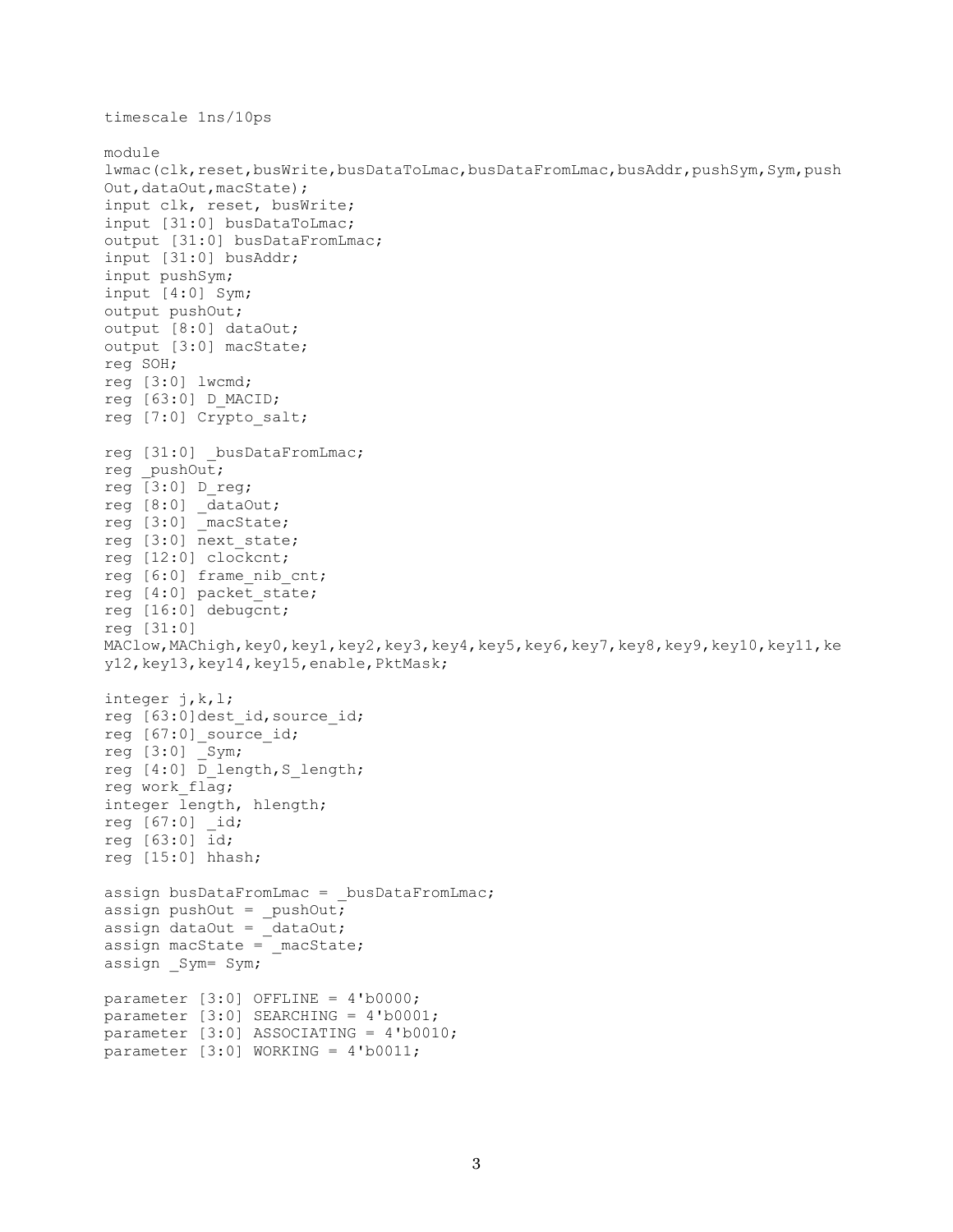```
timescale 1ns/10ps

module
lwmac(clk,reset,busWrite,busDataToLmac,busDataFromLmac,busAddr,pushSym,Sym,push
Out,dataOut,macState);
input clk, reset, busWrite;
input [31:0] busDataToLmac;
output [31:0] busDataFromLmac;
input [31:0] busAddr;
input pushSym;
input [4:0] Sym;
output pushOut;
output [8:0] dataOut;
output [3:0] macState;
reg SOH;
reg [3:0] lwcmd;
reg [63:0] D_MACID;
reg [7:0] Crypto_salt;

reg [31:0] _busDataFromLmac;
reg _pushOut;
reg [3:0] D_reg;
reg [8:0] _dataOut;
reg [3:0] _macState;
reg [3:0] next_state;
reg [12:0] clockcnt;
reg [6:0] frame_nib_cnt;
reg [4:0] packet_state;
reg [16:0] debugcnt;
reg [31:0]
MAClow,MAChigh,key0,key1,key2,key3,key4,key5,key6,key7,key8,key9,key10,key11,ke
y12,key13,key14,key15,enable,PktMask;

integer j,k,l;
reg [63:0]dest_id,source_id;
reg [67:0]_source_id;
reg [3:0] _Sym;
reg [4:0] D_length,S_length;
reg work_flag;
integer length, hlength;
reg [67:0] _id;
reg [63:0] id;
reg [15:0] hhash;

assign busDataFromLmac = _busDataFromLmac;
assign pushOut = _pushOut;
assign dataOut = _dataOut;
assign macState = _macState;
assign _Sym= Sym;

parameter [3:0] OFFLINE = 4'b0000;
parameter [3:0] SEARCHING = 4'b0001;
parameter [3:0] ASSOCIATING = 4'b0010;
parameter [3:0] WORKING = 4'b0011;
```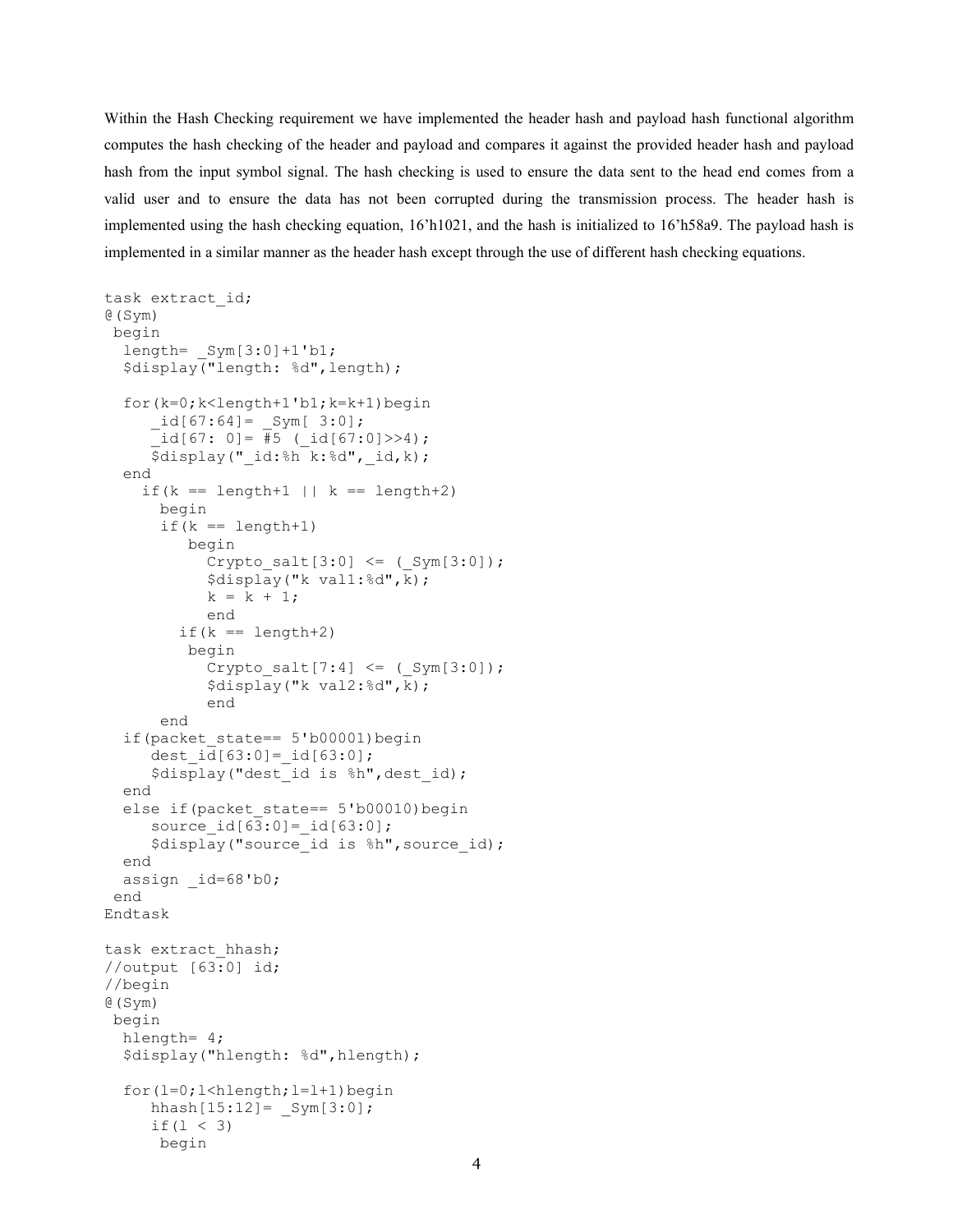Within the Hash Checking requirement we have implemented the header hash and payload hash functional algorithm computes the hash checking of the header and payload and compares it against the provided header hash and payload hash from the input symbol signal. The hash checking is used to ensure the data sent to the head end comes from a valid user and to ensure the data has not been corrupted during the transmission process. The header hash is implemented using the hash checking equation, 16'h1021, and the hash is initialized to 16'h58a9. The payload hash is implemented in a similar manner as the header hash except through the use of different hash checking equations.

```
task extract_id;
@(Sym)
 begin
  length= _Sym[3:0]+1'b1;
  $display("length: %d",length);

  for(k=0;k<length+1'b1;k=k+1)begin
     _id[67:64]= _Sym[ 3:0];
     _id[67: 0]= #5 (_id[67:0]>>4);
     $display("_id:%h k:%d",_id,k);
  end
    if(k == length+1 || k == length+2)
      begin
      if(k == length+1)
         begin
           Crypto_salt[3:0] <= (_Sym[3:0]);
           $display("k val1:%d",k);
           k = k + 1;
           end
        if(k == length+2)
         begin
           Crypto_salt[7:4] <= (_Sym[3:0]);
           $display("k val2:%d",k);
           end
      end
  if(packet_state== 5'b00001)begin
     dest_id[63:0]=_id[63:0];
     $display("dest_id is %h",dest_id);
  end
  else if(packet_state== 5'b00010)begin
     source_id[63:0]=_id[63:0];
     $display("source_id is %h",source_id);
  end
  assign _id=68'b0;
 end
Endtask

task extract_hhash;
//output [63:0] id;
//begin
@(Sym)
 begin
  hlength= 4;
  $display("hlength: %d",hlength);

  for(l=0;l<hlength;l=l+1)begin
     hhash[15:12]= _Sym[3:0];
     if(l < 3)
      begin
```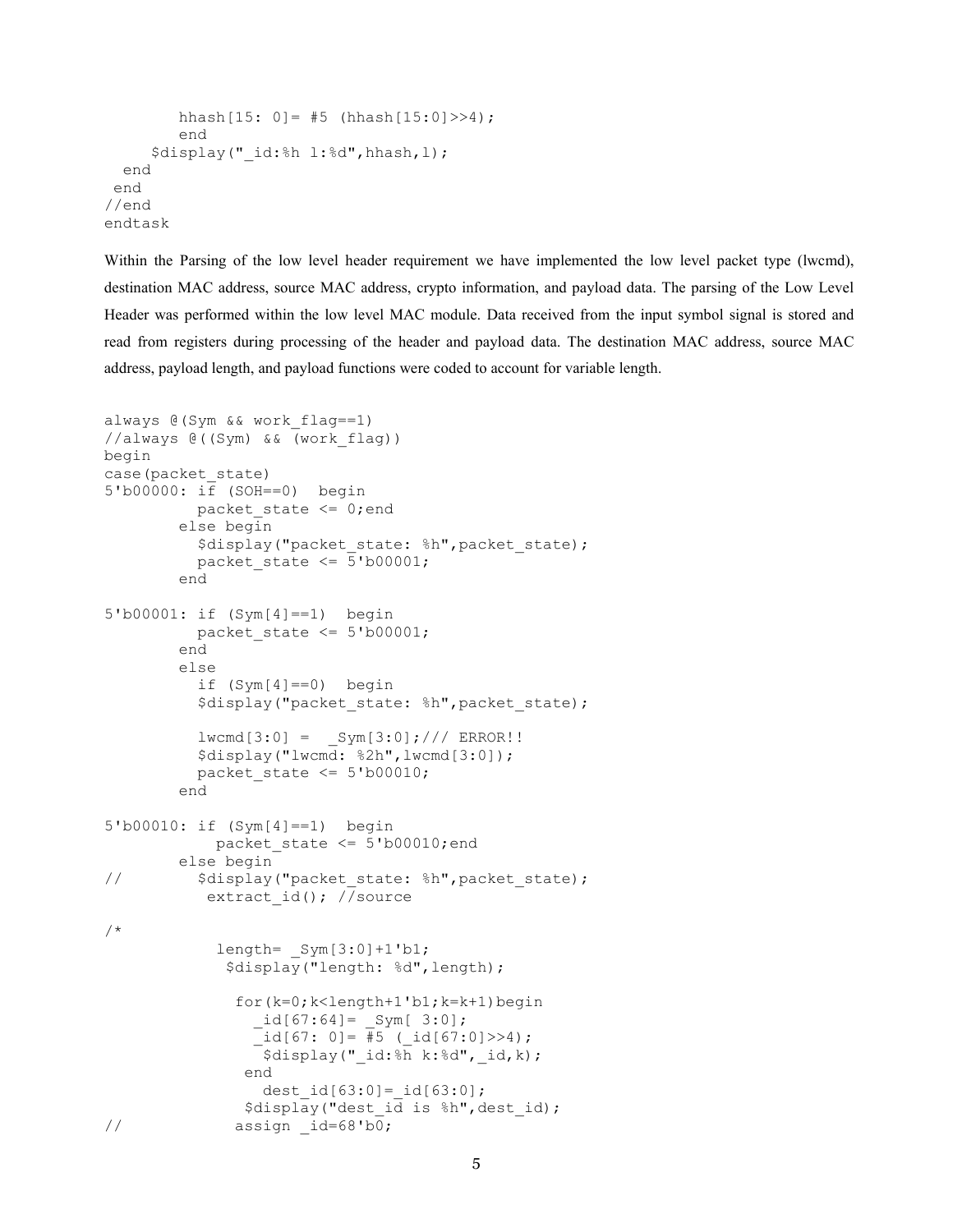```
        hhash[15: 0]= #5 (hhash[15:0]>>4);
        end
     $display("_id:%h l:%d",hhash,l);
  end
 end
//end
endtask
```

Within the Parsing of the low level header requirement we have implemented the low level packet type (lwcmd), destination MAC address, source MAC address, crypto information, and payload data. The parsing of the Low Level Header was performed within the low level MAC module. Data received from the input symbol signal is stored and read from registers during processing of the header and payload data. The destination MAC address, source MAC address, payload length, and payload functions were coded to account for variable length.

```
always @(Sym && work_flag==1)
//always @((Sym) && (work_flag))
begin
case(packet_state)
5'b00000: if (SOH==0)  begin
          packet_state <= 0;end
        else begin
          $display("packet_state: %h",packet_state);
          packet_state <= 5'b00001;
        end

5'b00001: if (Sym[4]==1)  begin
          packet_state <= 5'b00001;
        end
        else
          if (Sym[4]==0)  begin
          $display("packet_state: %h",packet_state);

          lwcmd[3:0] =  _Sym[3:0];/// ERROR!!
          $display("lwcmd: %2h",lwcmd[3:0]);
          packet_state <= 5'b00010;
        end

5'b00010: if (Sym[4]==1)  begin
            packet_state <= 5'b00010;end
        else begin
//        $display("packet_state: %h",packet_state);
           extract_id(); //source

/*
            length= _Sym[3:0]+1'b1;
             $display("length: %d",length);

              for(k=0;k<length+1'b1;k=k+1)begin
                _id[67:64]= _Sym[ 3:0];
                _id[67: 0]= #5 (_id[67:0]>>4);
                 $display("_id:%h k:%d",_id,k);
               end
                 dest_id[63:0]=_id[63:0];
               $display("dest_id is %h",dest_id);
//            assign _id=68'b0;
```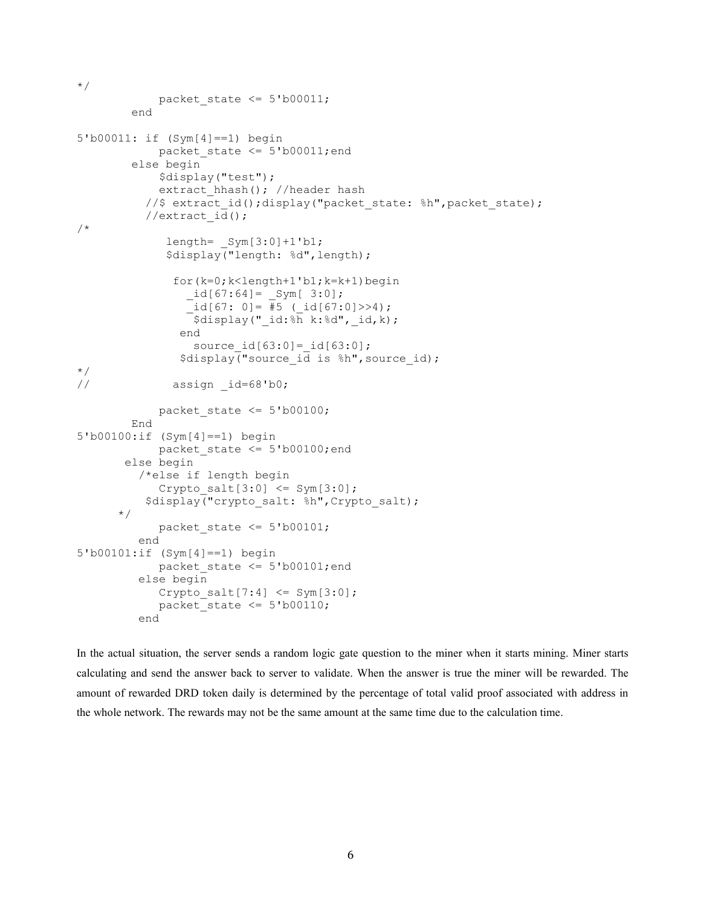```
*/
            packet_state <= 5'b00011;
        end

5'b00011: if (Sym[4]==1) begin
            packet_state <= 5'b00011;end
        else begin
            $display("test");
            extract_hhash(); //header hash
          //$ extract_id();display("packet_state: %h",packet_state);
          //extract_id();
/*
             length= _Sym[3:0]+1'b1;
             $display("length: %d",length);

              for(k=0;k<length+1'b1;k=k+1)begin
                _id[67:64]= _Sym[ 3:0];
                _id[67: 0]= #5 (_id[67:0]>>4);
                 $display("_id:%h k:%d",_id,k);
               end
                 source_id[63:0]=_id[63:0];
               $display("source_id is %h",source_id);
*/
//            assign _id=68'b0;

            packet_state <= 5'b00100;
        End
5'b00100:if (Sym[4]==1) begin
            packet_state <= 5'b00100;end
       else begin
         /*else if length begin
            Crypto_salt[3:0] <= Sym[3:0];
          $display("crypto_salt: %h",Crypto_salt);
      */
            packet_state <= 5'b00101;
         end
5'b00101:if (Sym[4]==1) begin
            packet_state <= 5'b00101;end
         else begin
            Crypto_salt[7:4] <= Sym[3:0];
            packet_state <= 5'b00110;
         end
```

In the actual situation, the server sends a random logic gate question to the miner when it starts mining. Miner starts calculating and send the answer back to server to validate. When the answer is true the miner will be rewarded. The amount of rewarded DRD token daily is determined by the percentage of total valid proof associated with address in the whole network. The rewards may not be the same amount at the same time due to the calculation time.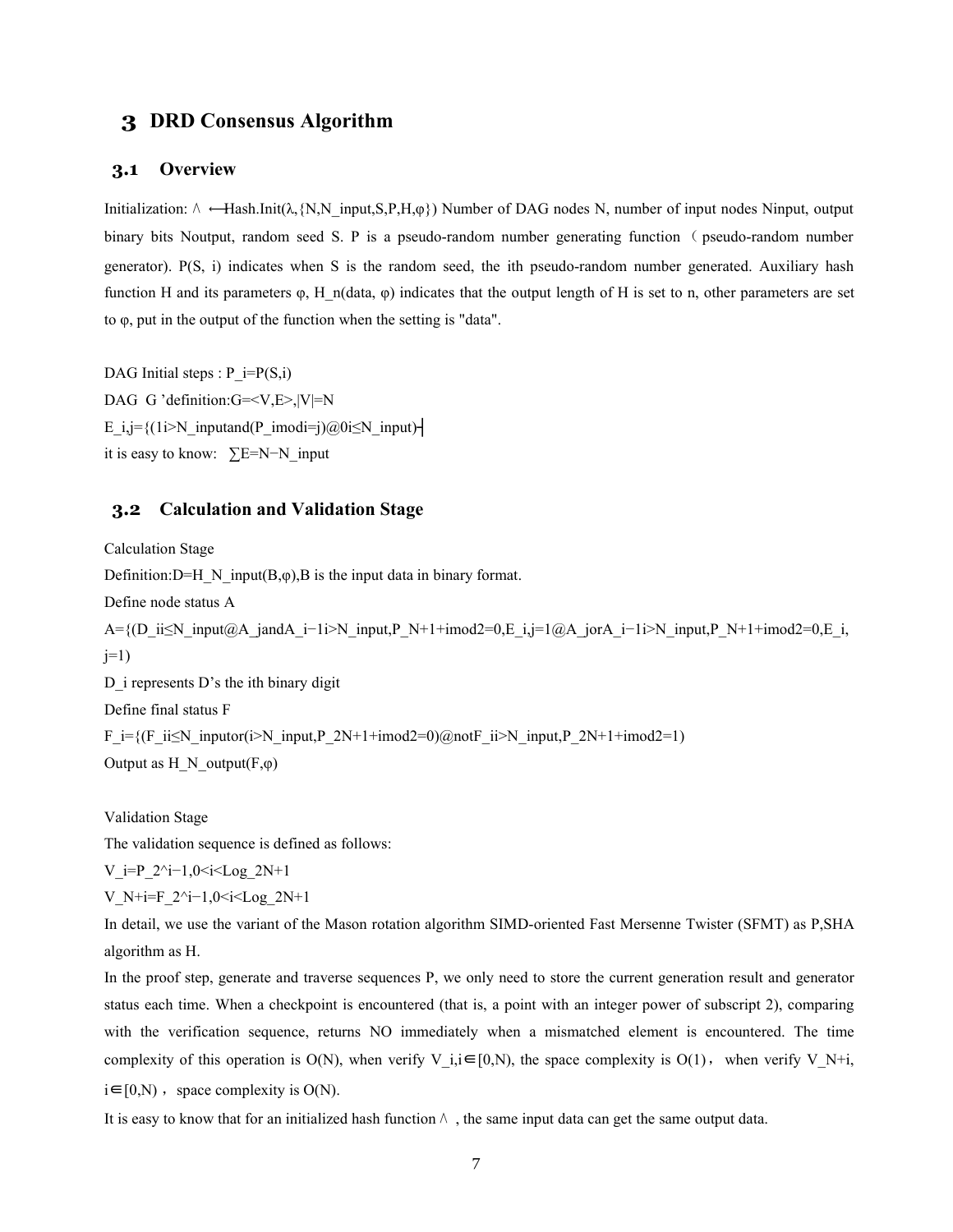# 3 DRD Consensus Algorithm

## 3.1 Overview

Initialization: $\wedge \longleftarrow$Hash.Init($\lambda$,{N,N_input,S,P,H,$\varphi$}) Number of DAG nodes N, number of input nodes Ninput, output binary bits Noutput, random seed S. P is a pseudo-random number generating function（pseudo-random number generator). P(S, i) indicates when S is the random seed, the ith pseudo-random number generated. Auxiliary hash function H and its parameters $\varphi$, H_n(data, $\varphi$) indicates that the output length of H is set to n, other parameters are set to $\varphi$, put in the output of the function when the setting is "data".

DAG Initial steps : P_i=P(S,i)

DAG G 'definition:G=<V,E>,|V|=N

E_i,j={(1i>N_inputand(P_imodi=j)@0i≤N_input)┤

it is easy to know: ∑E=N−N_input

## 3.2 Calculation and Validation Stage

Calculation Stage

Definition:D=H_N_input(B,$\varphi$),B is the input data in binary format.

Define node status A

A={(D_ii≤N_input@A_jandA_i−1i>N_input,P_N+1+imod2=0,E_i,j=1@A_jorA_i−1i>N_input,P_N+1+imod2=0,E_i,j=1)

D_i represents D's the ith binary digit

Define final status F

F_i={(F_ii≤N_inputor(i>N_input,P_2N+1+imod2=0)@notF_ii>N_input,P_2N+1+imod2=1)

Output as H_N_output(F,$\varphi$)

Validation Stage

The validation sequence is defined as follows:

V_i=P_2^i−1,0<i<Log_2N+1

V_N+i=F_2^i−1,0<i<Log_2N+1

In detail, we use the variant of the Mason rotation algorithm SIMD-oriented Fast Mersenne Twister (SFMT) as P,SHA algorithm as H.

In the proof step, generate and traverse sequences P, we only need to store the current generation result and generator status each time. When a checkpoint is encountered (that is, a point with an integer power of subscript 2), comparing with the verification sequence, returns NO immediately when a mismatched element is encountered. The time complexity of this operation is O(N), when verify V_i,i∈[0,N), the space complexity is O(1)， when verify V_N+i, i∈[0,N)， space complexity is O(N).

It is easy to know that for an initialized hash function $\wedge$ , the same input data can get the same output data.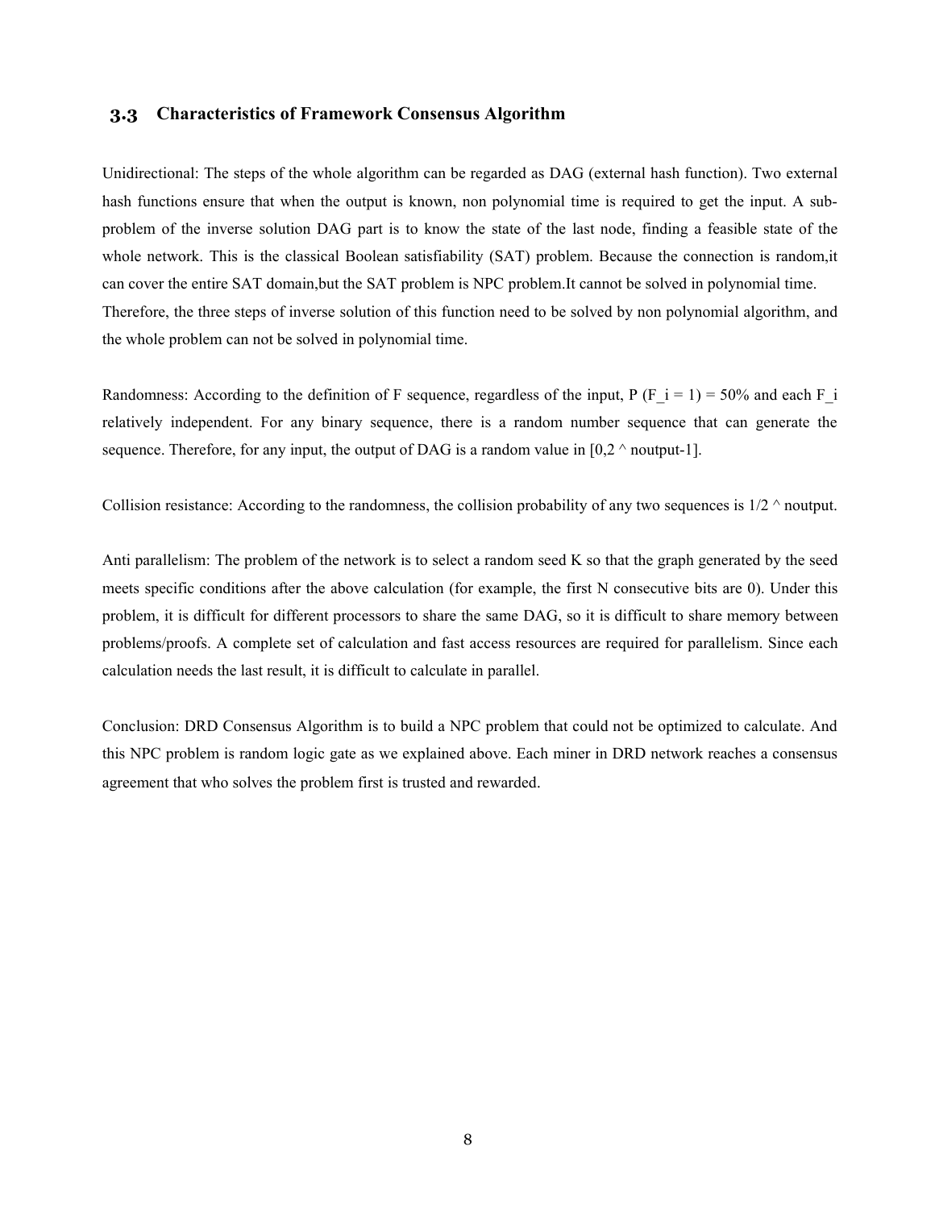### 3.3 Characteristics of Framework Consensus Algorithm

Unidirectional: The steps of the whole algorithm can be regarded as DAG (external hash function). Two external hash functions ensure that when the output is known, non polynomial time is required to get the input. A sub-problem of the inverse solution DAG part is to know the state of the last node, finding a feasible state of the whole network. This is the classical Boolean satisfiability (SAT) problem. Because the connection is random,it can cover the entire SAT domain,but the SAT problem is NPC problem.It cannot be solved in polynomial time. Therefore, the three steps of inverse solution of this function need to be solved by non polynomial algorithm, and the whole problem can not be solved in polynomial time.

Randomness: According to the definition of F sequence, regardless of the input, $P(F_i = 1) = 50\%$ and each $F_i$ relatively independent. For any binary sequence, there is a random number sequence that can generate the sequence. Therefore, for any input, the output of DAG is a random value in $[0, 2^{noutput}-1]$.

Collision resistance: According to the randomness, the collision probability of any two sequences is $1/2^{noutput}$.

Anti parallelism: The problem of the network is to select a random seed K so that the graph generated by the seed meets specific conditions after the above calculation (for example, the first N consecutive bits are 0). Under this problem, it is difficult for different processors to share the same DAG, so it is difficult to share memory between problems/proofs. A complete set of calculation and fast access resources are required for parallelism. Since each calculation needs the last result, it is difficult to calculate in parallel.

Conclusion: DRD Consensus Algorithm is to build a NPC problem that could not be optimized to calculate. And this NPC problem is random logic gate as we explained above. Each miner in DRD network reaches a consensus agreement that who solves the problem first is trusted and rewarded.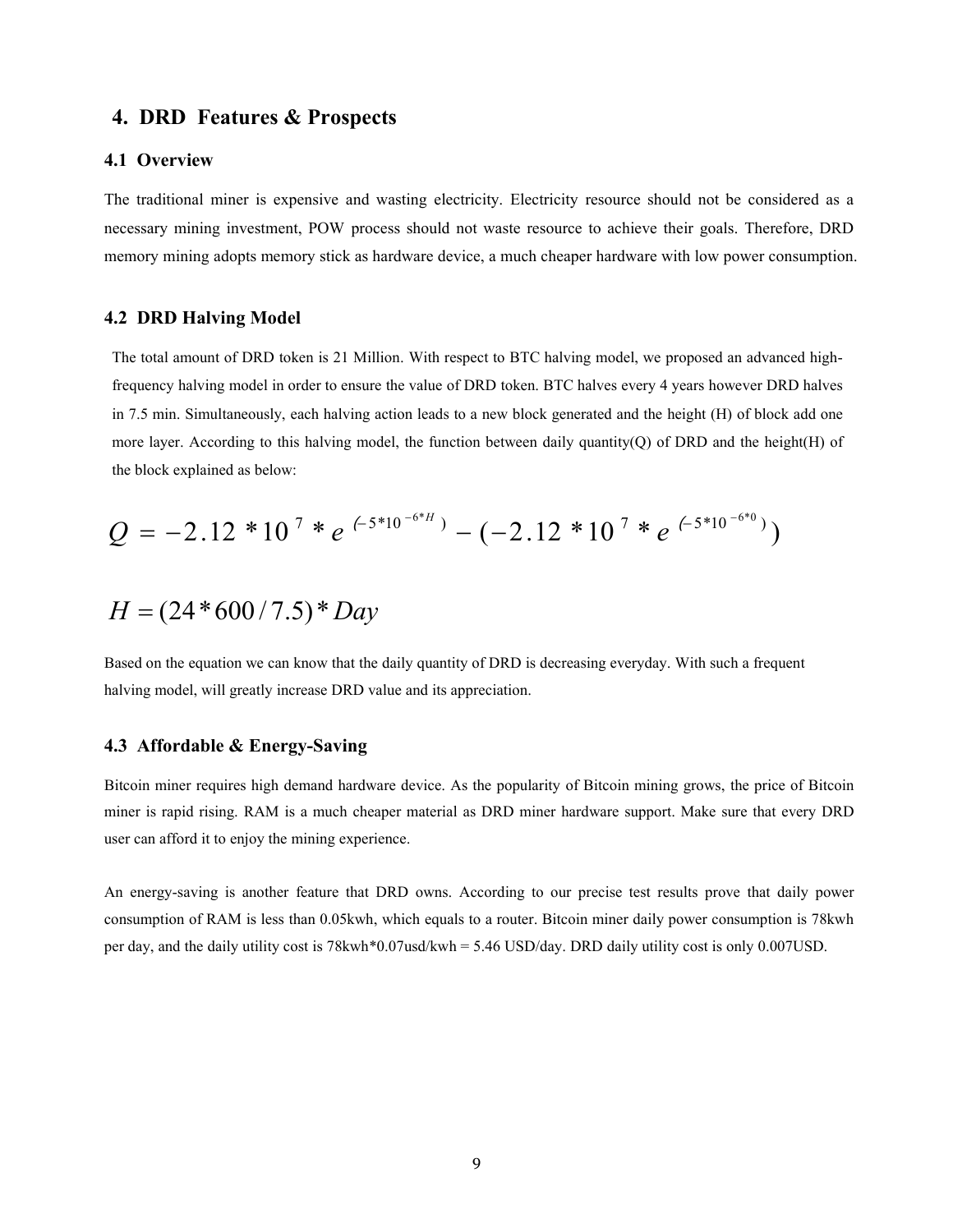## 4. DRD Features & Prospects

### 4.1 Overview

The traditional miner is expensive and wasting electricity. Electricity resource should not be considered as a necessary mining investment, POW process should not waste resource to achieve their goals. Therefore, DRD memory mining adopts memory stick as hardware device, a much cheaper hardware with low power consumption.

### 4.2 DRD Halving Model

The total amount of DRD token is 21 Million. With respect to BTC halving model, we proposed an advanced high-frequency halving model in order to ensure the value of DRD token. BTC halves every 4 years however DRD halves in 7.5 min. Simultaneously, each halving action leads to a new block generated and the height (H) of block add one more layer. According to this halving model, the function between daily quantity(Q) of DRD and the height(H) of the block explained as below:

$$Q = -2.12 * 10^{7} * e^{(-5*10^{-6*H})} - (-2.12 * 10^{7} * e^{(-5*10^{-6*0})})$$

$$H = (24 * 600 / 7.5) * Day$$

Based on the equation we can know that the daily quantity of DRD is decreasing everyday. With such a frequent halving model, will greatly increase DRD value and its appreciation.

### 4.3 Affordable & Energy-Saving

Bitcoin miner requires high demand hardware device. As the popularity of Bitcoin mining grows, the price of Bitcoin miner is rapid rising. RAM is a much cheaper material as DRD miner hardware support. Make sure that every DRD user can afford it to enjoy the mining experience.

An energy-saving is another feature that DRD owns. According to our precise test results prove that daily power consumption of RAM is less than 0.05kwh, which equals to a router. Bitcoin miner daily power consumption is 78kwh per day, and the daily utility cost is 78kwh*0.07usd/kwh = 5.46 USD/day. DRD daily utility cost is only 0.007USD.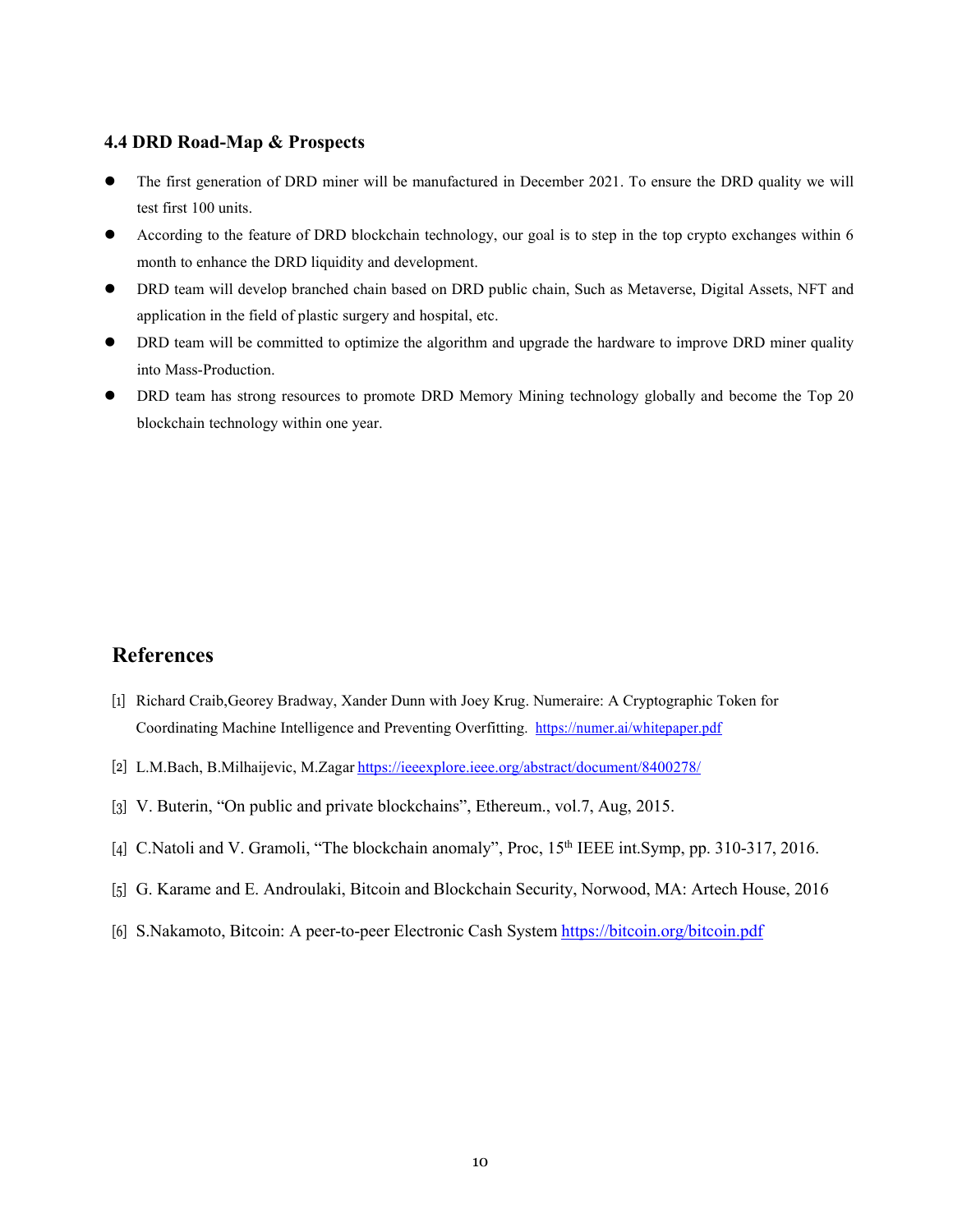### 4.4 DRD Road-Map & Prospects

- The first generation of DRD miner will be manufactured in December 2021. To ensure the DRD quality we will test first 100 units.
- According to the feature of DRD blockchain technology, our goal is to step in the top crypto exchanges within 6 month to enhance the DRD liquidity and development.
- DRD team will develop branched chain based on DRD public chain, Such as Metaverse, Digital Assets, NFT and application in the field of plastic surgery and hospital, etc.
- DRD team will be committed to optimize the algorithm and upgrade the hardware to improve DRD miner quality into Mass-Production.
- DRD team has strong resources to promote DRD Memory Mining technology globally and become the Top 20 blockchain technology within one year.

## References

[1] Richard Craib,Georey Bradway, Xander Dunn with Joey Krug. Numeraire: A Cryptographic Token for Coordinating Machine Intelligence and Preventing Overfitting. https://numer.ai/whitepaper.pdf

[2] L.M.Bach, B.Milhaijevic, M.Zagar https://ieeexplore.ieee.org/abstract/document/8400278/

[3] V. Buterin, "On public and private blockchains", Ethereum., vol.7, Aug, 2015.

[4] C.Natoli and V. Gramoli, "The blockchain anomaly", Proc, 15th IEEE int.Symp, pp. 310-317, 2016.

[5] G. Karame and E. Androulaki, Bitcoin and Blockchain Security, Norwood, MA: Artech House, 2016

[6] S.Nakamoto, Bitcoin: A peer-to-peer Electronic Cash System https://bitcoin.org/bitcoin.pdf